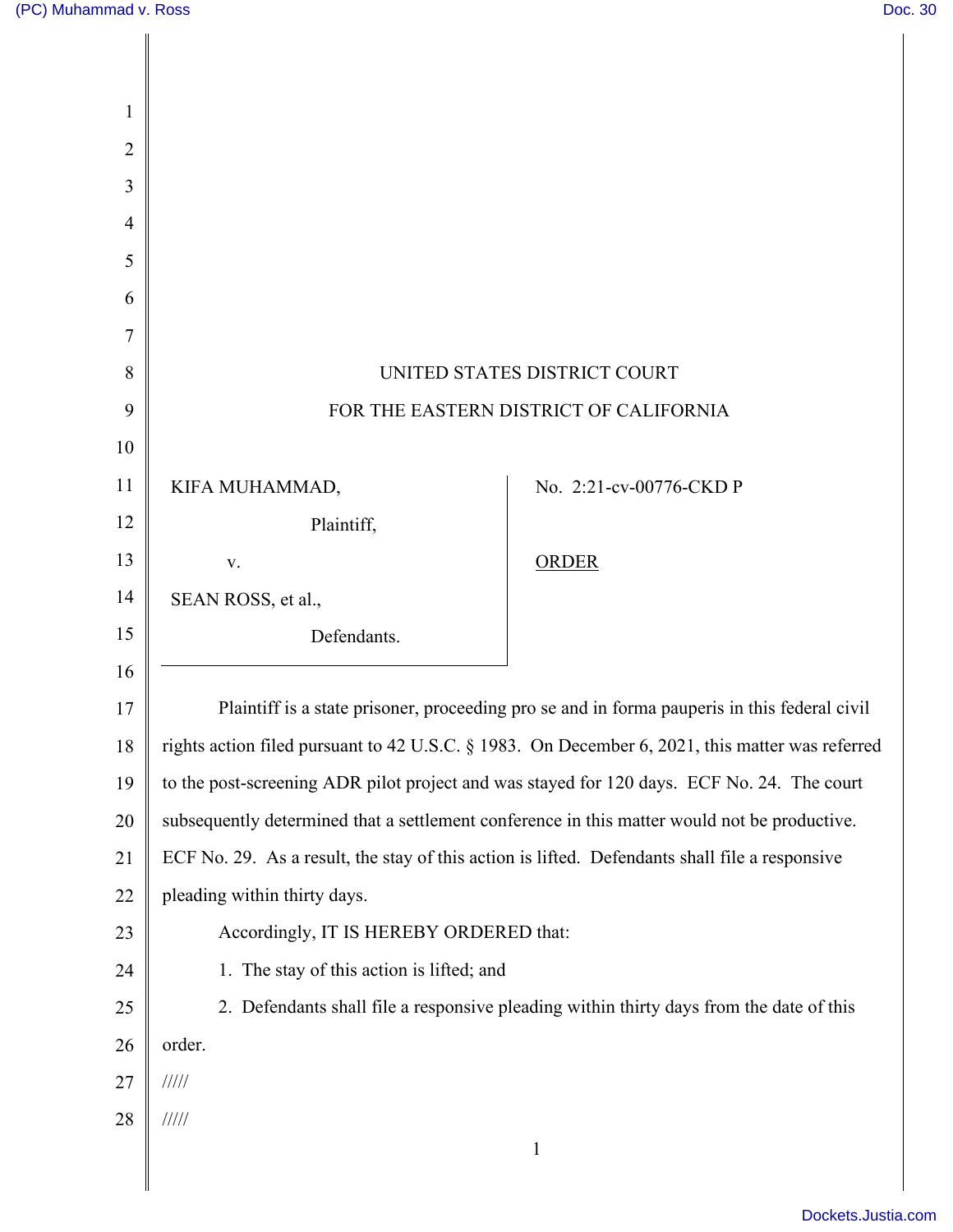UNITED STATES DISTRICT COURT

FOR THE EASTERN DISTRICT OF CALIFORNIA

KIFA MUHAMMAD,

Plaintiff,

v.

SEAN ROSS, et al.,

Defendants.

No. 2:21-cv-00776-CKD P

ORDER

Plaintiff is a state prisoner, proceeding pro se and in forma pauperis in this federal civil rights action filed pursuant to 42 U.S.C. § 1983. On December 6, 2021, this matter was referred to the post-screening ADR pilot project and was stayed for 120 days. ECF No. 24. The court subsequently determined that a settlement conference in this matter would not be productive. ECF No. 29. As a result, the stay of this action is lifted. Defendants shall file a responsive pleading within thirty days.

Accordingly, IT IS HEREBY ORDERED that:

1. The stay of this action is lifted; and

2. Defendants shall file a responsive pleading within thirty days from the date of this order.

/////

/////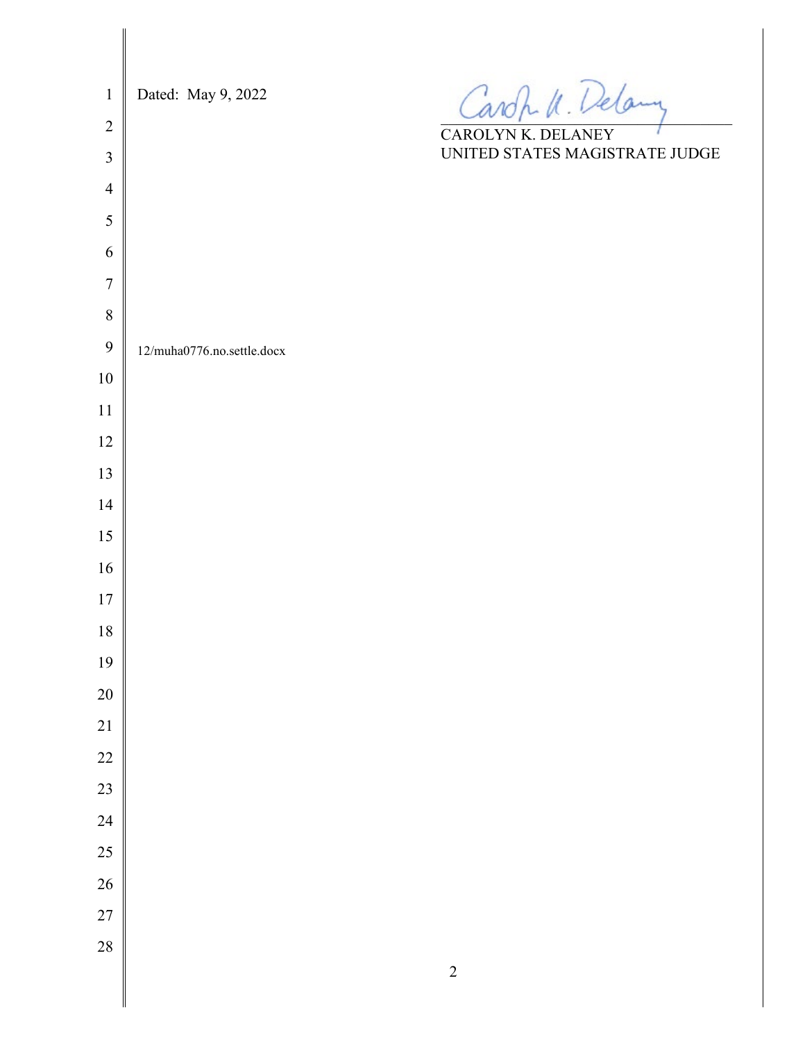Dated: May 9, 2022

CAROLYN K. DELANEY
UNITED STATES MAGISTRATE JUDGE

12/muha0776.no.settle.docx